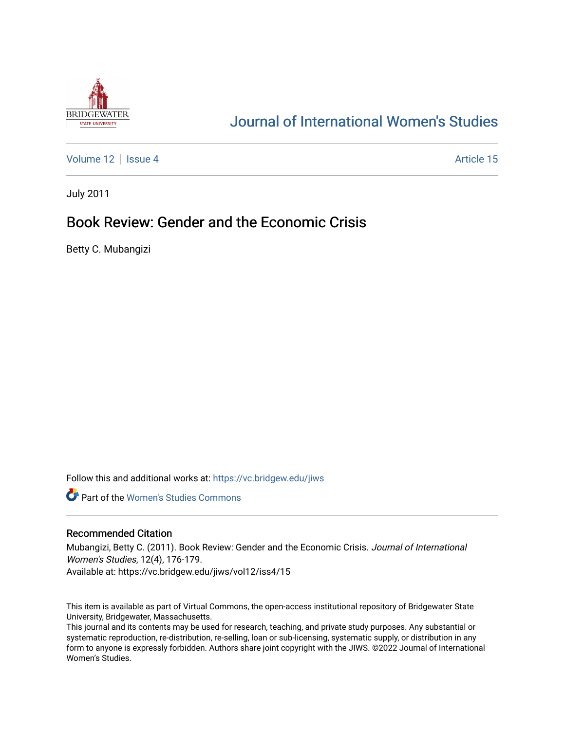Journal of International Women's Studies

Volume 12 | Issue 4 | Article 15

July 2011

# Book Review: Gender and the Economic Crisis

Betty C. Mubangizi

Follow this and additional works at: https://vc.bridgew.edu/jiws

Part of the Women's Studies Commons

## Recommended Citation

Mubangizi, Betty C. (2011). Book Review: Gender and the Economic Crisis. *Journal of International Women's Studies*, 12(4), 176-179.
Available at: https://vc.bridgew.edu/jiws/vol12/iss4/15

This item is available as part of Virtual Commons, the open-access institutional repository of Bridgewater State University, Bridgewater, Massachusetts.
This journal and its contents may be used for research, teaching, and private study purposes. Any substantial or systematic reproduction, re-distribution, re-selling, loan or sub-licensing, systematic supply, or distribution in any form to anyone is expressly forbidden. Authors share joint copyright with the JIWS. ©2022 Journal of International Women's Studies.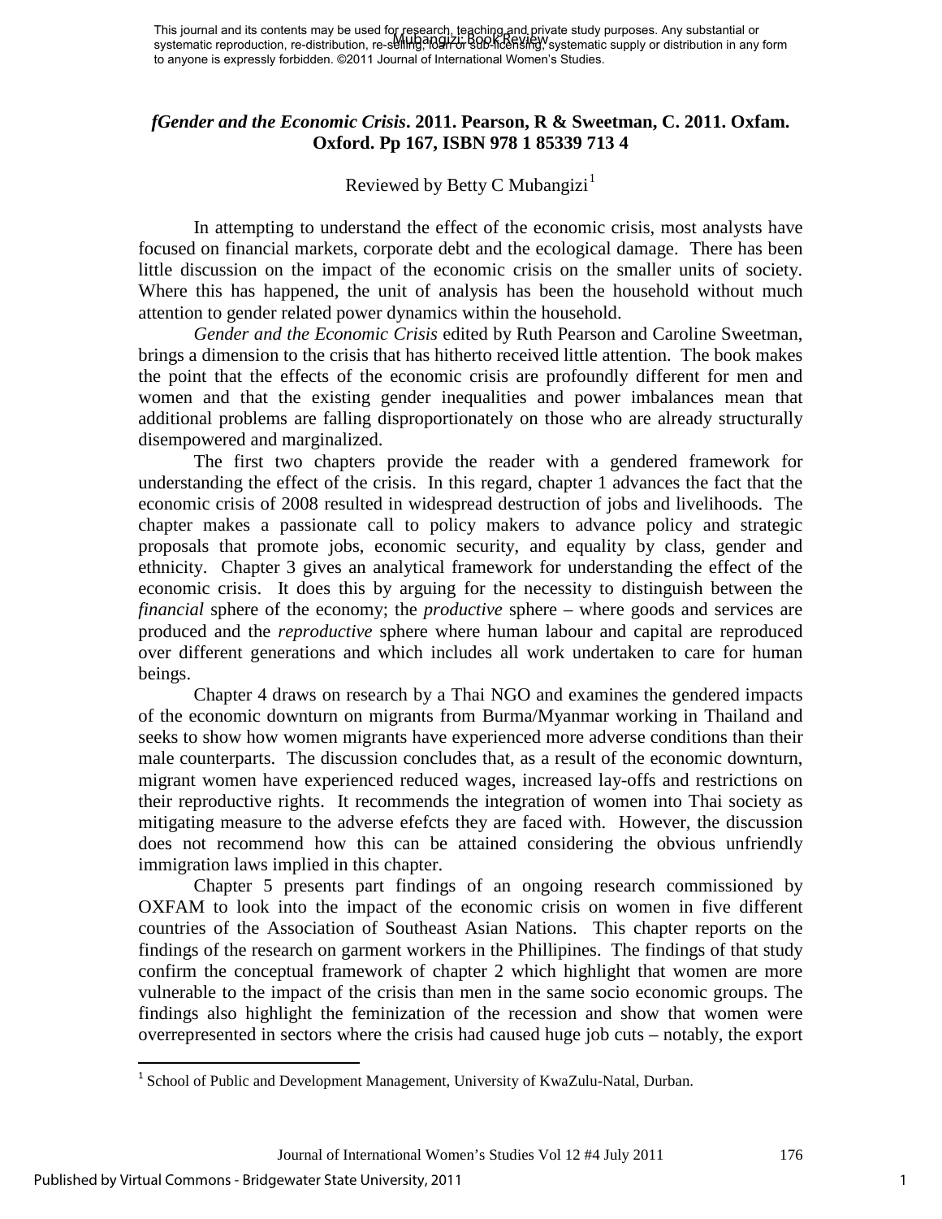This journal and its contents may be used for research, teaching and private study purposes. Any substantial or systematic reproduction, re-distribution, re-selling, loan or sub-licensing, systematic supply or distribution in any form to anyone is expressly forbidden. ©2011 Journal of International Women's Studies.

### *fGender and the Economic Crisis*. 2011. Pearson, R & Sweetman, C. 2011. Oxfam. Oxford. Pp 167, ISBN 978 1 85339 713 4

Reviewed by Betty C Mubangizi[1]

In attempting to understand the effect of the economic crisis, most analysts have focused on financial markets, corporate debt and the ecological damage. There has been little discussion on the impact of the economic crisis on the smaller units of society. Where this has happened, the unit of analysis has been the household without much attention to gender related power dynamics within the household.

*Gender and the Economic Crisis* edited by Ruth Pearson and Caroline Sweetman, brings a dimension to the crisis that has hitherto received little attention. The book makes the point that the effects of the economic crisis are profoundly different for men and women and that the existing gender inequalities and power imbalances mean that additional problems are falling disproportionately on those who are already structurally disempowered and marginalized.

The first two chapters provide the reader with a gendered framework for understanding the effect of the crisis. In this regard, chapter 1 advances the fact that the economic crisis of 2008 resulted in widespread destruction of jobs and livelihoods. The chapter makes a passionate call to policy makers to advance policy and strategic proposals that promote jobs, economic security, and equality by class, gender and ethnicity. Chapter 3 gives an analytical framework for understanding the effect of the economic crisis. It does this by arguing for the necessity to distinguish between the *financial* sphere of the economy; the *productive* sphere – where goods and services are produced and the *reproductive* sphere where human labour and capital are reproduced over different generations and which includes all work undertaken to care for human beings.

Chapter 4 draws on research by a Thai NGO and examines the gendered impacts of the economic downturn on migrants from Burma/Myanmar working in Thailand and seeks to show how women migrants have experienced more adverse conditions than their male counterparts. The discussion concludes that, as a result of the economic downturn, migrant women have experienced reduced wages, increased lay-offs and restrictions on their reproductive rights. It recommends the integration of women into Thai society as mitigating measure to the adverse efefcts they are faced with. However, the discussion does not recommend how this can be attained considering the obvious unfriendly immigration laws implied in this chapter.

Chapter 5 presents part findings of an ongoing research commissioned by OXFAM to look into the impact of the economic crisis on women in five different countries of the Association of Southeast Asian Nations. This chapter reports on the findings of the research on garment workers in the Phillipines. The findings of that study confirm the conceptual framework of chapter 2 which highlight that women are more vulnerable to the impact of the crisis than men in the same socio economic groups. The findings also highlight the feminization of the recession and show that women were overrepresented in sectors where the crisis had caused huge job cuts – notably, the export

[1] School of Public and Development Management, University of KwaZulu-Natal, Durban.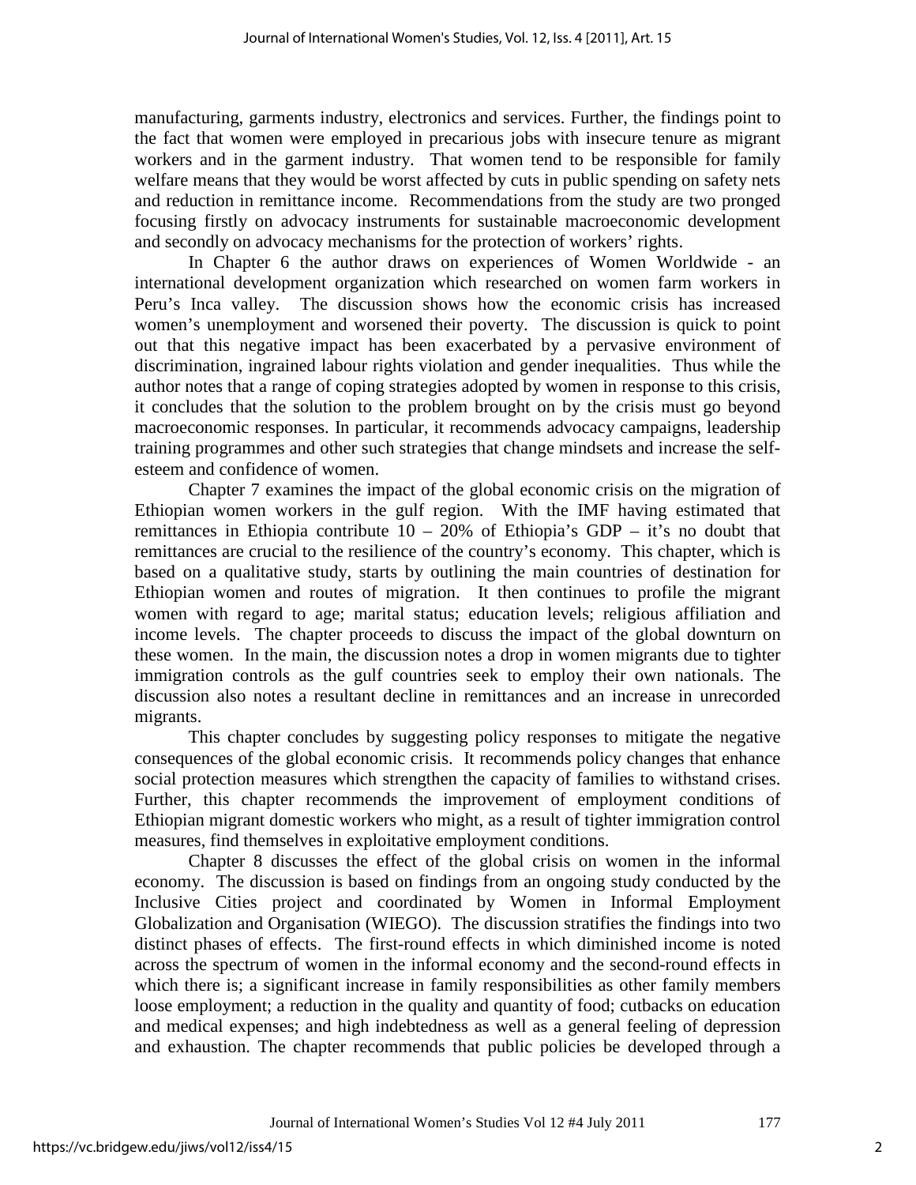manufacturing, garments industry, electronics and services. Further, the findings point to the fact that women were employed in precarious jobs with insecure tenure as migrant workers and in the garment industry. That women tend to be responsible for family welfare means that they would be worst affected by cuts in public spending on safety nets and reduction in remittance income. Recommendations from the study are two pronged focusing firstly on advocacy instruments for sustainable macroeconomic development and secondly on advocacy mechanisms for the protection of workers' rights.

In Chapter 6 the author draws on experiences of Women Worldwide - an international development organization which researched on women farm workers in Peru's Inca valley. The discussion shows how the economic crisis has increased women's unemployment and worsened their poverty. The discussion is quick to point out that this negative impact has been exacerbated by a pervasive environment of discrimination, ingrained labour rights violation and gender inequalities. Thus while the author notes that a range of coping strategies adopted by women in response to this crisis, it concludes that the solution to the problem brought on by the crisis must go beyond macroeconomic responses. In particular, it recommends advocacy campaigns, leadership training programmes and other such strategies that change mindsets and increase the self-esteem and confidence of women.

Chapter 7 examines the impact of the global economic crisis on the migration of Ethiopian women workers in the gulf region. With the IMF having estimated that remittances in Ethiopia contribute 10 – 20% of Ethiopia's GDP – it's no doubt that remittances are crucial to the resilience of the country's economy. This chapter, which is based on a qualitative study, starts by outlining the main countries of destination for Ethiopian women and routes of migration. It then continues to profile the migrant women with regard to age; marital status; education levels; religious affiliation and income levels. The chapter proceeds to discuss the impact of the global downturn on these women. In the main, the discussion notes a drop in women migrants due to tighter immigration controls as the gulf countries seek to employ their own nationals. The discussion also notes a resultant decline in remittances and an increase in unrecorded migrants.

This chapter concludes by suggesting policy responses to mitigate the negative consequences of the global economic crisis. It recommends policy changes that enhance social protection measures which strengthen the capacity of families to withstand crises. Further, this chapter recommends the improvement of employment conditions of Ethiopian migrant domestic workers who might, as a result of tighter immigration control measures, find themselves in exploitative employment conditions.

Chapter 8 discusses the effect of the global crisis on women in the informal economy. The discussion is based on findings from an ongoing study conducted by the Inclusive Cities project and coordinated by Women in Informal Employment Globalization and Organisation (WIEGO). The discussion stratifies the findings into two distinct phases of effects. The first-round effects in which diminished income is noted across the spectrum of women in the informal economy and the second-round effects in which there is; a significant increase in family responsibilities as other family members loose employment; a reduction in the quality and quantity of food; cutbacks on education and medical expenses; and high indebtedness as well as a general feeling of depression and exhaustion. The chapter recommends that public policies be developed through a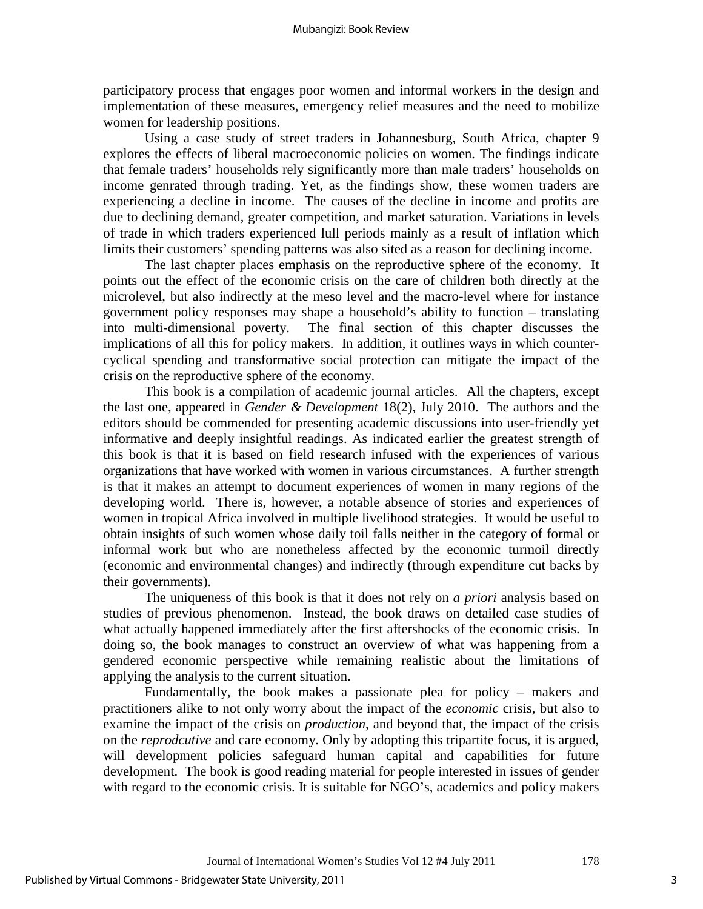participatory process that engages poor women and informal workers in the design and implementation of these measures, emergency relief measures and the need to mobilize women for leadership positions.

Using a case study of street traders in Johannesburg, South Africa, chapter 9 explores the effects of liberal macroeconomic policies on women. The findings indicate that female traders' households rely significantly more than male traders' households on income genrated through trading. Yet, as the findings show, these women traders are experiencing a decline in income. The causes of the decline in income and profits are due to declining demand, greater competition, and market saturation. Variations in levels of trade in which traders experienced lull periods mainly as a result of inflation which limits their customers' spending patterns was also sited as a reason for declining income.

The last chapter places emphasis on the reproductive sphere of the economy. It points out the effect of the economic crisis on the care of children both directly at the microlevel, but also indirectly at the meso level and the macro-level where for instance government policy responses may shape a household's ability to function – translating into multi-dimensional poverty. The final section of this chapter discusses the implications of all this for policy makers. In addition, it outlines ways in which counter-cyclical spending and transformative social protection can mitigate the impact of the crisis on the reproductive sphere of the economy.

This book is a compilation of academic journal articles. All the chapters, except the last one, appeared in *Gender & Development* 18(2), July 2010. The authors and the editors should be commended for presenting academic discussions into user-friendly yet informative and deeply insightful readings. As indicated earlier the greatest strength of this book is that it is based on field research infused with the experiences of various organizations that have worked with women in various circumstances. A further strength is that it makes an attempt to document experiences of women in many regions of the developing world. There is, however, a notable absence of stories and experiences of women in tropical Africa involved in multiple livelihood strategies. It would be useful to obtain insights of such women whose daily toil falls neither in the category of formal or informal work but who are nonetheless affected by the economic turmoil directly (economic and environmental changes) and indirectly (through expenditure cut backs by their governments).

The uniqueness of this book is that it does not rely on *a priori* analysis based on studies of previous phenomenon. Instead, the book draws on detailed case studies of what actually happened immediately after the first aftershocks of the economic crisis. In doing so, the book manages to construct an overview of what was happening from a gendered economic perspective while remaining realistic about the limitations of applying the analysis to the current situation.

Fundamentally, the book makes a passionate plea for policy – makers and practitioners alike to not only worry about the impact of the *economic* crisis, but also to examine the impact of the crisis on *production*, and beyond that, the impact of the crisis on the *reprodcutive* and care economy. Only by adopting this tripartite focus, it is argued, will development policies safeguard human capital and capabilities for future development. The book is good reading material for people interested in issues of gender with regard to the economic crisis. It is suitable for NGO's, academics and policy makers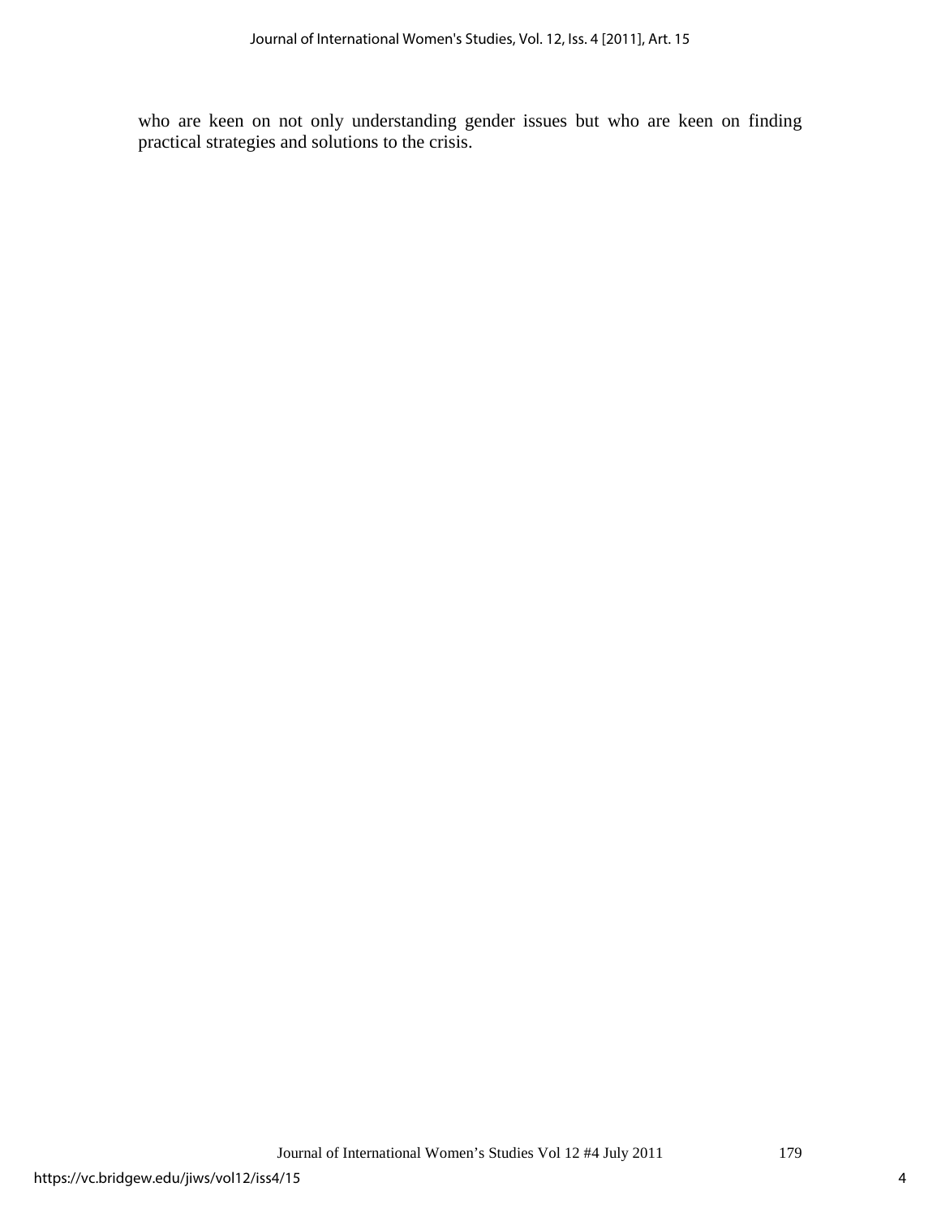who are keen on not only understanding gender issues but who are keen on finding practical strategies and solutions to the crisis.